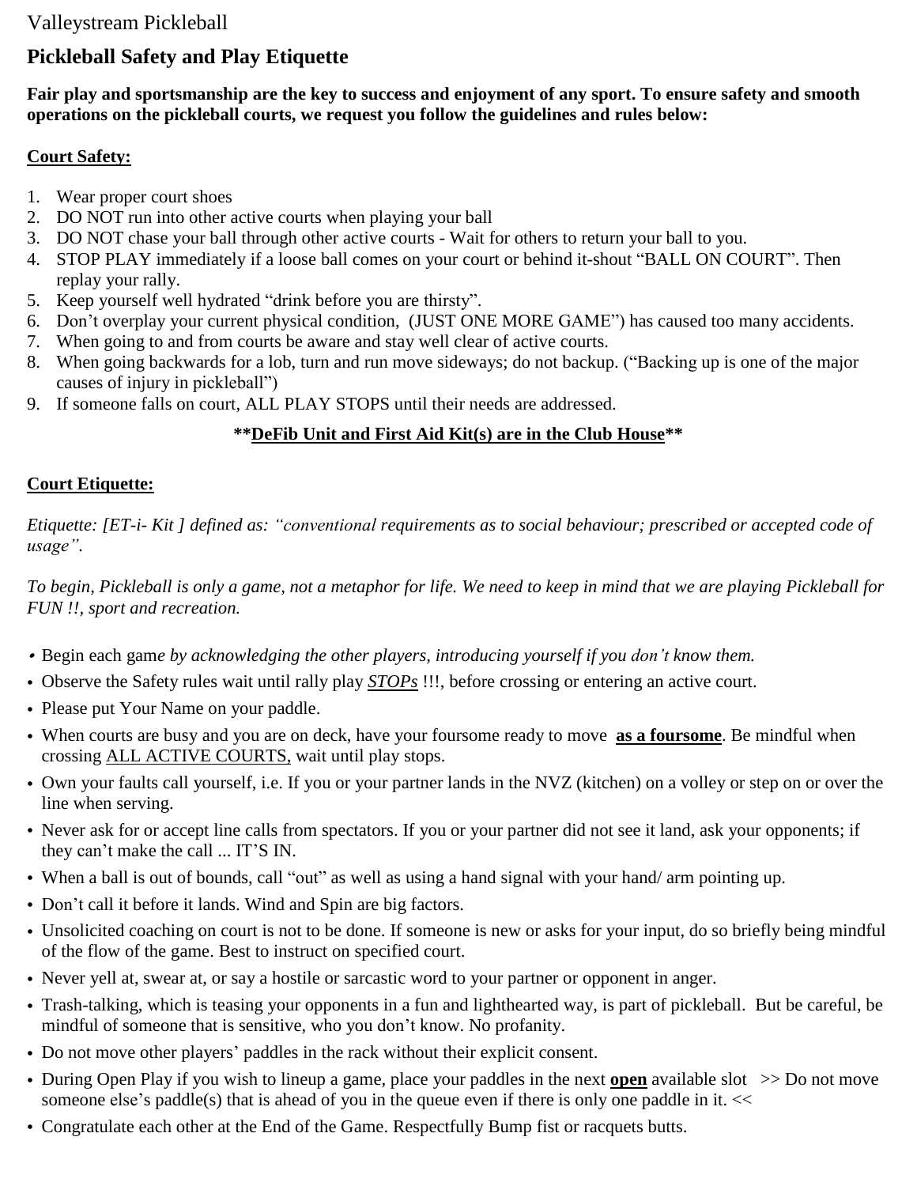Valleystream Pickleball

# Pickleball Safety and Play Etiquette

**Fair play and sportsmanship are the key to success and enjoyment of any sport. To ensure safety and smooth operations on the pickleball courts, we request you follow the guidelines and rules below:**

## Court Safety:

1. Wear proper court shoes
2. DO NOT run into other active courts when playing your ball
3. DO NOT chase your ball through other active courts - Wait for others to return your ball to you.
4. STOP PLAY immediately if a loose ball comes on your court or behind it-shout "BALL ON COURT". Then replay your rally.
5. Keep yourself well hydrated "drink before you are thirsty".
6. Don't overplay your current physical condition, (JUST ONE MORE GAME") has caused too many accidents.
7. When going to and from courts be aware and stay well clear of active courts.
8. When going backwards for a lob, turn and run move sideways; do not backup. ("Backing up is one of the major causes of injury in pickleball")
9. If someone falls on court, ALL PLAY STOPS until their needs are addressed.

**\*\*DeFib Unit and First Aid Kit(s) are in the Club House\*\***

## Court Etiquette:

*Etiquette: [ET-i- Kit ] defined as: "conventional requirements as to social behaviour; prescribed or accepted code of usage".*

*To begin, Pickleball is only a game, not a metaphor for life. We need to keep in mind that we are playing Pickleball for FUN !!, sport and recreation.*

- Begin each gam*e by acknowledging the other players, introducing yourself if you don't know them.*
- Observe the Safety rules wait until rally play ***STOPs*** !!!, before crossing or entering an active court.
- Please put Your Name on your paddle.
- When courts are busy and you are on deck, have your foursome ready to move **as a foursome**. Be mindful when crossing ALL ACTIVE COURTS, wait until play stops.
- Own your faults call yourself, i.e. If you or your partner lands in the NVZ (kitchen) on a volley or step on or over the line when serving.
- Never ask for or accept line calls from spectators. If you or your partner did not see it land, ask your opponents; if they can't make the call ... IT'S IN.
- When a ball is out of bounds, call "out" as well as using a hand signal with your hand/ arm pointing up.
- Don't call it before it lands. Wind and Spin are big factors.
- Unsolicited coaching on court is not to be done. If someone is new or asks for your input, do so briefly being mindful of the flow of the game. Best to instruct on specified court.
- Never yell at, swear at, or say a hostile or sarcastic word to your partner or opponent in anger.
- Trash-talking, which is teasing your opponents in a fun and lighthearted way, is part of pickleball. But be careful, be mindful of someone that is sensitive, who you don't know. No profanity.
- Do not move other players' paddles in the rack without their explicit consent.
- During Open Play if you wish to lineup a game, place your paddles in the next **open** available slot >> Do not move someone else's paddle(s) that is ahead of you in the queue even if there is only one paddle in it. <<
- Congratulate each other at the End of the Game. Respectfully Bump fist or racquets butts.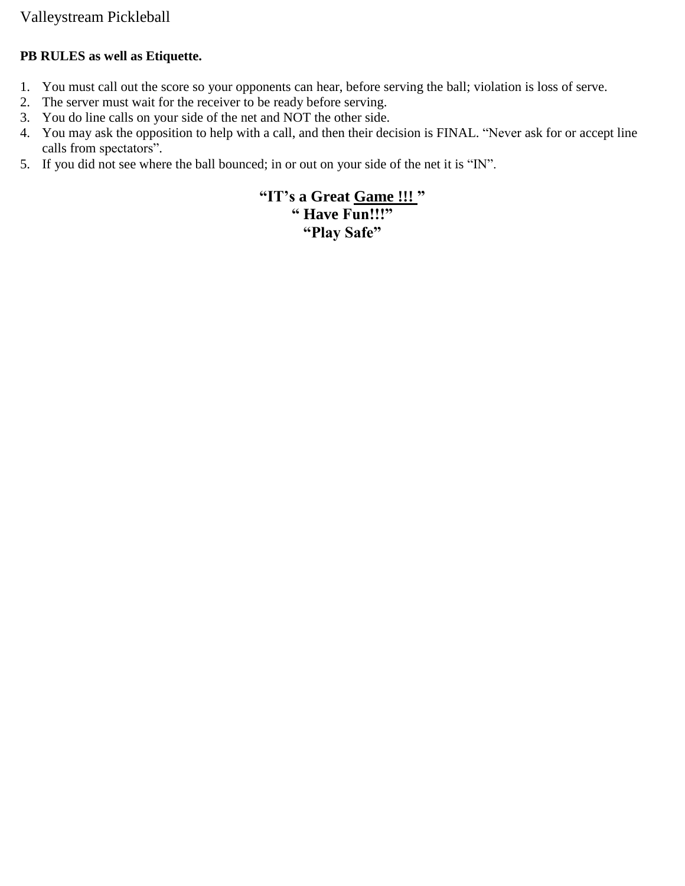Valleystream Pickleball

**PB RULES as well as Etiquette.**

1. You must call out the score so your opponents can hear, before serving the ball; violation is loss of serve.
2. The server must wait for the receiver to be ready before serving.
3. You do line calls on your side of the net and NOT the other side.
4. You may ask the opposition to help with a call, and then their decision is FINAL. “Never ask for or accept line calls from spectators”.
5. If you did not see where the ball bounced; in or out on your side of the net it is “IN”.

**“IT’s a Great Game !!! ”**
**“ Have Fun!!!”**
**“Play Safe”**